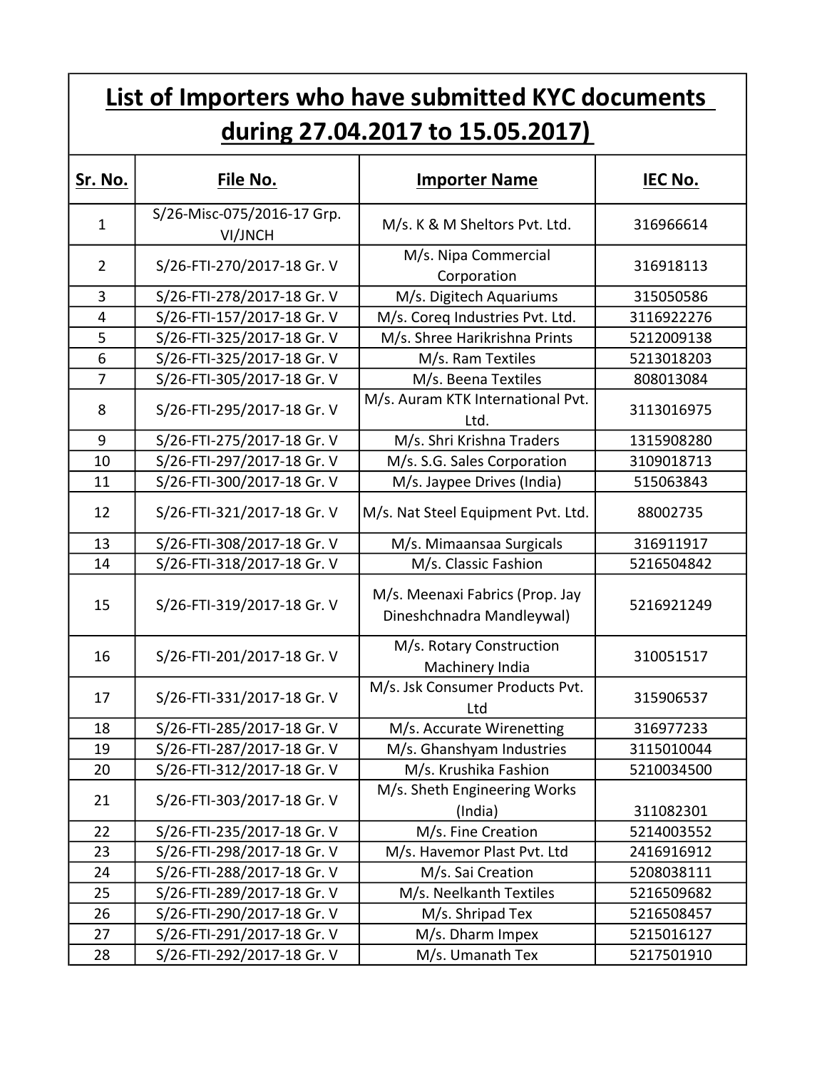# List of Importers who have submitted KYC documents during 27.04.2017 to 15.05.2017)

| Sr. No. | File No. | Importer Name | IEC No. |
|---|---|---|---|
| 1 | S/26-Misc-075/2016-17 Grp. VI/JNCH | M/s. K & M Sheltors Pvt. Ltd. | 316966614 |
| 2 | S/26-FTI-270/2017-18 Gr. V | M/s. Nipa Commercial Corporation | 316918113 |
| 3 | S/26-FTI-278/2017-18 Gr. V | M/s. Digitech Aquariums | 315050586 |
| 4 | S/26-FTI-157/2017-18 Gr. V | M/s. Coreq Industries Pvt. Ltd. | 3116922276 |
| 5 | S/26-FTI-325/2017-18 Gr. V | M/s. Shree Harikrishna Prints | 5212009138 |
| 6 | S/26-FTI-325/2017-18 Gr. V | M/s. Ram Textiles | 5213018203 |
| 7 | S/26-FTI-305/2017-18 Gr. V | M/s. Beena Textiles | 808013084 |
| 8 | S/26-FTI-295/2017-18 Gr. V | M/s. Auram KTK International Pvt. Ltd. | 3113016975 |
| 9 | S/26-FTI-275/2017-18 Gr. V | M/s. Shri Krishna Traders | 1315908280 |
| 10 | S/26-FTI-297/2017-18 Gr. V | M/s. S.G. Sales Corporation | 3109018713 |
| 11 | S/26-FTI-300/2017-18 Gr. V | M/s. Jaypee Drives (India) | 515063843 |
| 12 | S/26-FTI-321/2017-18 Gr. V | M/s. Nat Steel Equipment Pvt. Ltd. | 88002735 |
| 13 | S/26-FTI-308/2017-18 Gr. V | M/s. Mimaansaa Surgicals | 316911917 |
| 14 | S/26-FTI-318/2017-18 Gr. V | M/s. Classic Fashion | 5216504842 |
| 15 | S/26-FTI-319/2017-18 Gr. V | M/s. Meenaxi Fabrics (Prop. Jay Dineshchnadra Mandleywal) | 5216921249 |
| 16 | S/26-FTI-201/2017-18 Gr. V | M/s. Rotary Construction Machinery India | 310051517 |
| 17 | S/26-FTI-331/2017-18 Gr. V | M/s. Jsk Consumer Products Pvt. Ltd | 315906537 |
| 18 | S/26-FTI-285/2017-18 Gr. V | M/s. Accurate Wirenetting | 316977233 |
| 19 | S/26-FTI-287/2017-18 Gr. V | M/s. Ghanshyam Industries | 3115010044 |
| 20 | S/26-FTI-312/2017-18 Gr. V | M/s. Krushika Fashion | 5210034500 |
| 21 | S/26-FTI-303/2017-18 Gr. V | M/s. Sheth Engineering Works (India) | 311082301 |
| 22 | S/26-FTI-235/2017-18 Gr. V | M/s. Fine Creation | 5214003552 |
| 23 | S/26-FTI-298/2017-18 Gr. V | M/s. Havemor Plast Pvt. Ltd | 2416916912 |
| 24 | S/26-FTI-288/2017-18 Gr. V | M/s. Sai Creation | 5208038111 |
| 25 | S/26-FTI-289/2017-18 Gr. V | M/s. Neelkanth Textiles | 5216509682 |
| 26 | S/26-FTI-290/2017-18 Gr. V | M/s. Shripad Tex | 5216508457 |
| 27 | S/26-FTI-291/2017-18 Gr. V | M/s. Dharm Impex | 5215016127 |
| 28 | S/26-FTI-292/2017-18 Gr. V | M/s. Umanath Tex | 5217501910 |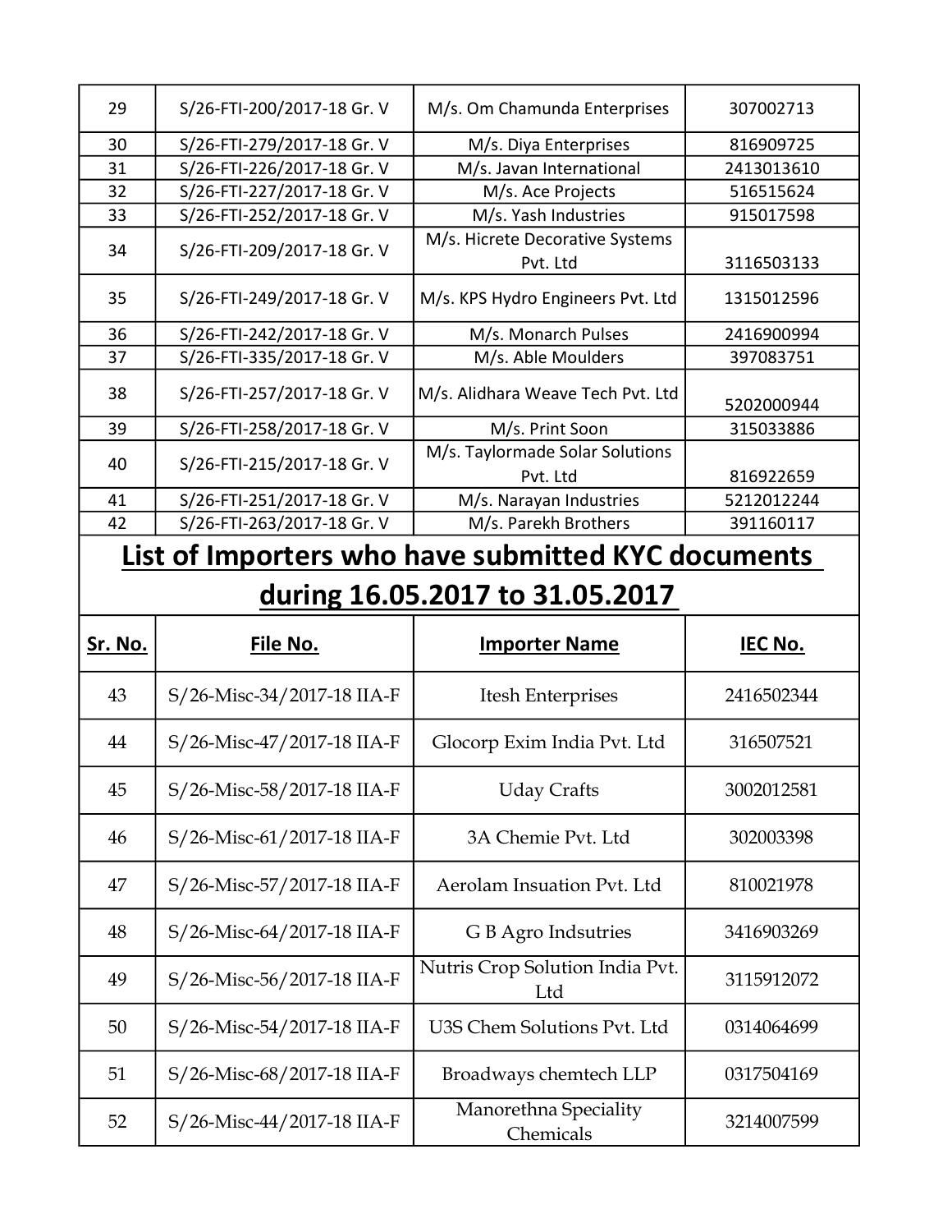| | | | |
|---|---|---|---|
| 29 | S/26-FTI-200/2017-18 Gr. V | M/s. Om Chamunda Enterprises | 307002713 |
| 30 | S/26-FTI-279/2017-18 Gr. V | M/s. Diya Enterprises | 816909725 |
| 31 | S/26-FTI-226/2017-18 Gr. V | M/s. Javan International | 2413013610 |
| 32 | S/26-FTI-227/2017-18 Gr. V | M/s. Ace Projects | 516515624 |
| 33 | S/26-FTI-252/2017-18 Gr. V | M/s. Yash Industries | 915017598 |
| 34 | S/26-FTI-209/2017-18 Gr. V | M/s. Hicrete Decorative Systems Pvt. Ltd | 3116503133 |
| 35 | S/26-FTI-249/2017-18 Gr. V | M/s. KPS Hydro Engineers Pvt. Ltd | 1315012596 |
| 36 | S/26-FTI-242/2017-18 Gr. V | M/s. Monarch Pulses | 2416900994 |
| 37 | S/26-FTI-335/2017-18 Gr. V | M/s. Able Moulders | 397083751 |
| 38 | S/26-FTI-257/2017-18 Gr. V | M/s. Alidhara Weave Tech Pvt. Ltd | 5202000944 |
| 39 | S/26-FTI-258/2017-18 Gr. V | M/s. Print Soon | 315033886 |
| 40 | S/26-FTI-215/2017-18 Gr. V | M/s. Taylormade Solar Solutions Pvt. Ltd | 816922659 |
| 41 | S/26-FTI-251/2017-18 Gr. V | M/s. Narayan Industries | 5212012244 |
| 42 | S/26-FTI-263/2017-18 Gr. V | M/s. Parekh Brothers | 391160117 |

## List of Importers who have submitted KYC documents during 16.05.2017 to 31.05.2017

| Sr. No. | File No. | Importer Name | IEC No. |
|---|---|---|---|
| 43 | S/26-Misc-34/2017-18 IIA-F | Itesh Enterprises | 2416502344 |
| 44 | S/26-Misc-47/2017-18 IIA-F | Glocorp Exim India Pvt. Ltd | 316507521 |
| 45 | S/26-Misc-58/2017-18 IIA-F | Uday Crafts | 3002012581 |
| 46 | S/26-Misc-61/2017-18 IIA-F | 3A Chemie Pvt. Ltd | 302003398 |
| 47 | S/26-Misc-57/2017-18 IIA-F | Aerolam Insuation Pvt. Ltd | 810021978 |
| 48 | S/26-Misc-64/2017-18 IIA-F | G B Agro Indsutries | 3416903269 |
| 49 | S/26-Misc-56/2017-18 IIA-F | Nutris Crop Solution India Pvt. Ltd | 3115912072 |
| 50 | S/26-Misc-54/2017-18 IIA-F | U3S Chem Solutions Pvt. Ltd | 0314064699 |
| 51 | S/26-Misc-68/2017-18 IIA-F | Broadways chemtech LLP | 0317504169 |
| 52 | S/26-Misc-44/2017-18 IIA-F | Manorethna Speciality Chemicals | 3214007599 |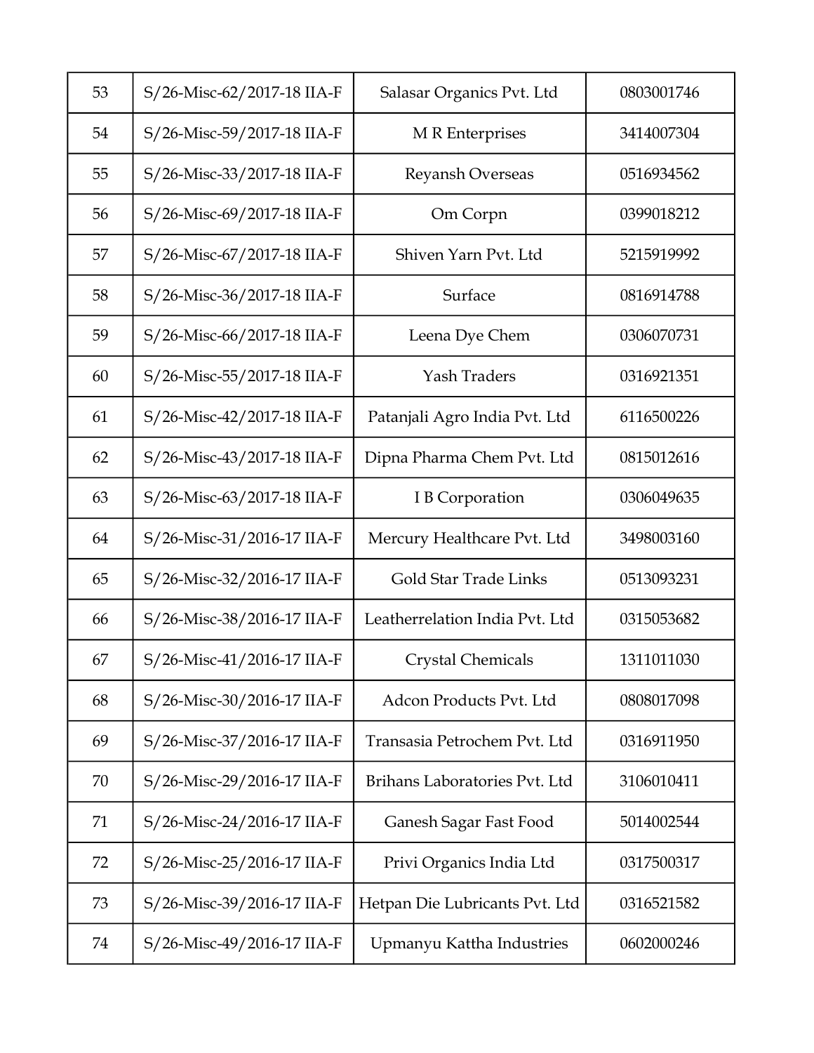| | | | |
|---|---|---|---|
| 53 | S/26-Misc-62/2017-18 IIA-F | Salasar Organics Pvt. Ltd | 0803001746 |
| 54 | S/26-Misc-59/2017-18 IIA-F | M R Enterprises | 3414007304 |
| 55 | S/26-Misc-33/2017-18 IIA-F | Reyansh Overseas | 0516934562 |
| 56 | S/26-Misc-69/2017-18 IIA-F | Om Corpn | 0399018212 |
| 57 | S/26-Misc-67/2017-18 IIA-F | Shiven Yarn Pvt. Ltd | 5215919992 |
| 58 | S/26-Misc-36/2017-18 IIA-F | Surface | 0816914788 |
| 59 | S/26-Misc-66/2017-18 IIA-F | Leena Dye Chem | 0306070731 |
| 60 | S/26-Misc-55/2017-18 IIA-F | Yash Traders | 0316921351 |
| 61 | S/26-Misc-42/2017-18 IIA-F | Patanjali Agro India Pvt. Ltd | 6116500226 |
| 62 | S/26-Misc-43/2017-18 IIA-F | Dipna Pharma Chem Pvt. Ltd | 0815012616 |
| 63 | S/26-Misc-63/2017-18 IIA-F | I B Corporation | 0306049635 |
| 64 | S/26-Misc-31/2016-17 IIA-F | Mercury Healthcare Pvt. Ltd | 3498003160 |
| 65 | S/26-Misc-32/2016-17 IIA-F | Gold Star Trade Links | 0513093231 |
| 66 | S/26-Misc-38/2016-17 IIA-F | Leatherrelation India Pvt. Ltd | 0315053682 |
| 67 | S/26-Misc-41/2016-17 IIA-F | Crystal Chemicals | 1311011030 |
| 68 | S/26-Misc-30/2016-17 IIA-F | Adcon Products Pvt. Ltd | 0808017098 |
| 69 | S/26-Misc-37/2016-17 IIA-F | Transasia Petrochem Pvt. Ltd | 0316911950 |
| 70 | S/26-Misc-29/2016-17 IIA-F | Brihans Laboratories Pvt. Ltd | 3106010411 |
| 71 | S/26-Misc-24/2016-17 IIA-F | Ganesh Sagar Fast Food | 5014002544 |
| 72 | S/26-Misc-25/2016-17 IIA-F | Privi Organics India Ltd | 0317500317 |
| 73 | S/26-Misc-39/2016-17 IIA-F | Hetpan Die Lubricants Pvt. Ltd | 0316521582 |
| 74 | S/26-Misc-49/2016-17 IIA-F | Upmanyu Kattha Industries | 0602000246 |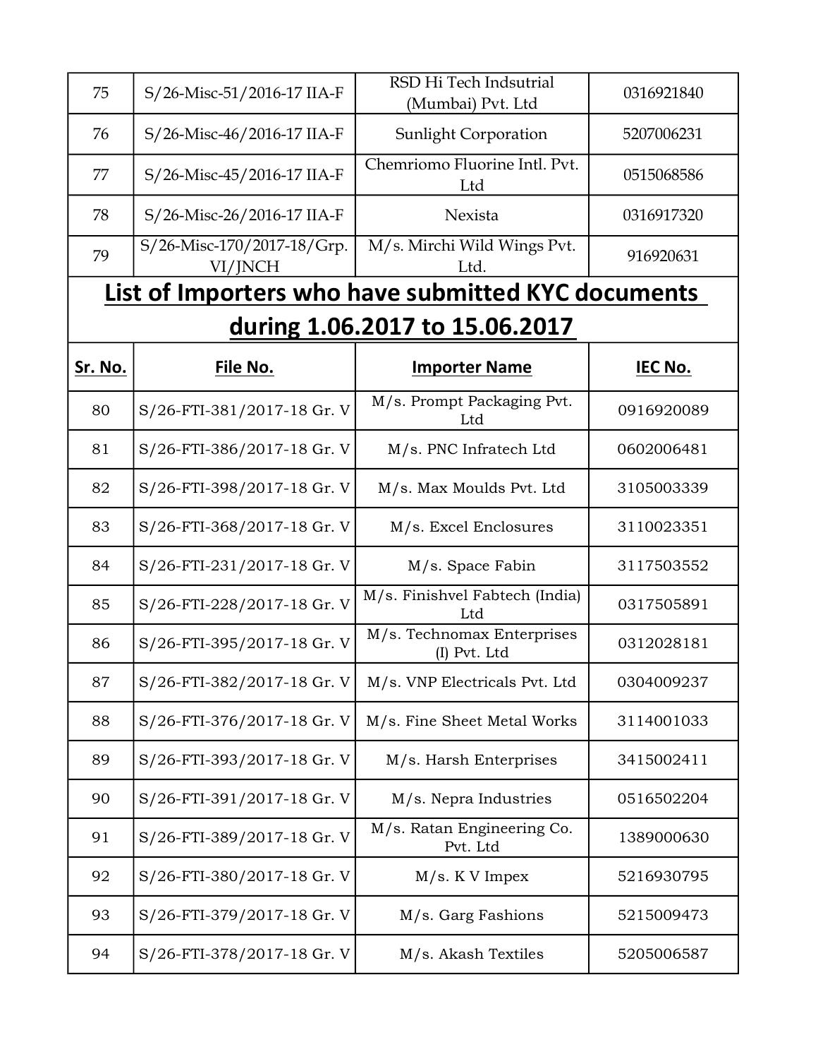| | | | |
|---|---|---|---|
| 75 | S/26-Misc-51/2016-17 IIA-F | RSD Hi Tech Indsutrial (Mumbai) Pvt. Ltd | 0316921840 |
| 76 | S/26-Misc-46/2016-17 IIA-F | Sunlight Corporation | 5207006231 |
| 77 | S/26-Misc-45/2016-17 IIA-F | Chemriomo Fluorine Intl. Pvt. Ltd | 0515068586 |
| 78 | S/26-Misc-26/2016-17 IIA-F | Nexista | 0316917320 |
| 79 | S/26-Misc-170/2017-18/Grp. VI/JNCH | M/s. Mirchi Wild Wings Pvt. Ltd. | 916920631 |

## List of Importers who have submitted KYC documents during 1.06.2017 to 15.06.2017

| Sr. No. | File No. | Importer Name | IEC No. |
|---|---|---|---|
| 80 | S/26-FTI-381/2017-18 Gr. V | M/s. Prompt Packaging Pvt. Ltd | 0916920089 |
| 81 | S/26-FTI-386/2017-18 Gr. V | M/s. PNC Infratech Ltd | 0602006481 |
| 82 | S/26-FTI-398/2017-18 Gr. V | M/s. Max Moulds Pvt. Ltd | 3105003339 |
| 83 | S/26-FTI-368/2017-18 Gr. V | M/s. Excel Enclosures | 3110023351 |
| 84 | S/26-FTI-231/2017-18 Gr. V | M/s. Space Fabin | 3117503552 |
| 85 | S/26-FTI-228/2017-18 Gr. V | M/s. Finishvel Fabtech (India) Ltd | 0317505891 |
| 86 | S/26-FTI-395/2017-18 Gr. V | M/s. Technomax Enterprises (I) Pvt. Ltd | 0312028181 |
| 87 | S/26-FTI-382/2017-18 Gr. V | M/s. VNP Electricals Pvt. Ltd | 0304009237 |
| 88 | S/26-FTI-376/2017-18 Gr. V | M/s. Fine Sheet Metal Works | 3114001033 |
| 89 | S/26-FTI-393/2017-18 Gr. V | M/s. Harsh Enterprises | 3415002411 |
| 90 | S/26-FTI-391/2017-18 Gr. V | M/s. Nepra Industries | 0516502204 |
| 91 | S/26-FTI-389/2017-18 Gr. V | M/s. Ratan Engineering Co. Pvt. Ltd | 1389000630 |
| 92 | S/26-FTI-380/2017-18 Gr. V | M/s. K V Impex | 5216930795 |
| 93 | S/26-FTI-379/2017-18 Gr. V | M/s. Garg Fashions | 5215009473 |
| 94 | S/26-FTI-378/2017-18 Gr. V | M/s. Akash Textiles | 5205006587 |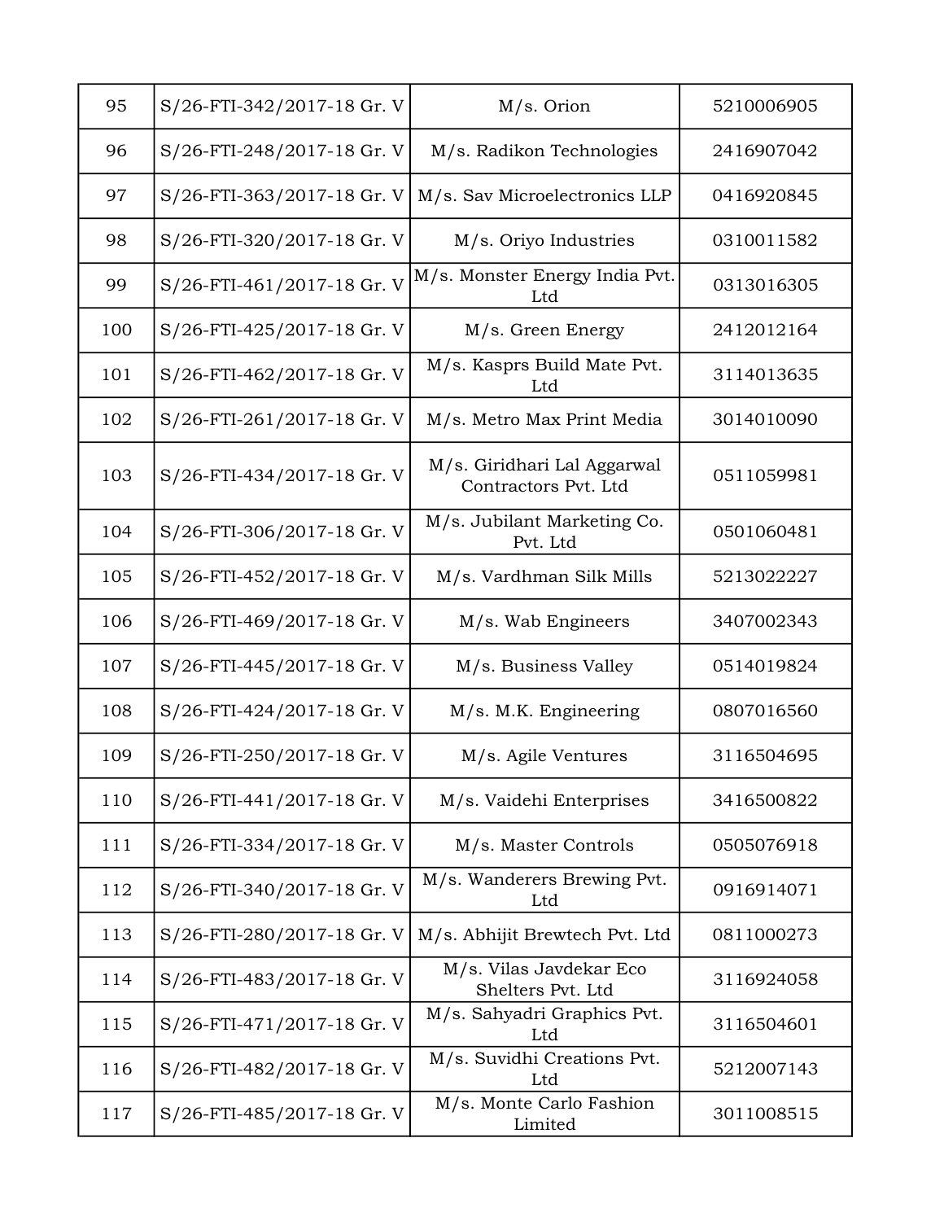| | | | |
|---|---|---|---|
| 95 | S/26-FTI-342/2017-18 Gr. V | M/s. Orion | 5210006905 |
| 96 | S/26-FTI-248/2017-18 Gr. V | M/s. Radikon Technologies | 2416907042 |
| 97 | S/26-FTI-363/2017-18 Gr. V | M/s. Sav Microelectronics LLP | 0416920845 |
| 98 | S/26-FTI-320/2017-18 Gr. V | M/s. Oriyo Industries | 0310011582 |
| 99 | S/26-FTI-461/2017-18 Gr. V | M/s. Monster Energy India Pvt. Ltd | 0313016305 |
| 100 | S/26-FTI-425/2017-18 Gr. V | M/s. Green Energy | 2412012164 |
| 101 | S/26-FTI-462/2017-18 Gr. V | M/s. Kasprs Build Mate Pvt. Ltd | 3114013635 |
| 102 | S/26-FTI-261/2017-18 Gr. V | M/s. Metro Max Print Media | 3014010090 |
| 103 | S/26-FTI-434/2017-18 Gr. V | M/s. Giridhari Lal Aggarwal Contractors Pvt. Ltd | 0511059981 |
| 104 | S/26-FTI-306/2017-18 Gr. V | M/s. Jubilant Marketing Co. Pvt. Ltd | 0501060481 |
| 105 | S/26-FTI-452/2017-18 Gr. V | M/s. Vardhman Silk Mills | 5213022227 |
| 106 | S/26-FTI-469/2017-18 Gr. V | M/s. Wab Engineers | 3407002343 |
| 107 | S/26-FTI-445/2017-18 Gr. V | M/s. Business Valley | 0514019824 |
| 108 | S/26-FTI-424/2017-18 Gr. V | M/s. M.K. Engineering | 0807016560 |
| 109 | S/26-FTI-250/2017-18 Gr. V | M/s. Agile Ventures | 3116504695 |
| 110 | S/26-FTI-441/2017-18 Gr. V | M/s. Vaidehi Enterprises | 3416500822 |
| 111 | S/26-FTI-334/2017-18 Gr. V | M/s. Master Controls | 0505076918 |
| 112 | S/26-FTI-340/2017-18 Gr. V | M/s. Wanderers Brewing Pvt. Ltd | 0916914071 |
| 113 | S/26-FTI-280/2017-18 Gr. V | M/s. Abhijit Brewtech Pvt. Ltd | 0811000273 |
| 114 | S/26-FTI-483/2017-18 Gr. V | M/s. Vilas Javdekar Eco Shelters Pvt. Ltd | 3116924058 |
| 115 | S/26-FTI-471/2017-18 Gr. V | M/s. Sahyadri Graphics Pvt. Ltd | 3116504601 |
| 116 | S/26-FTI-482/2017-18 Gr. V | M/s. Suvidhi Creations Pvt. Ltd | 5212007143 |
| 117 | S/26-FTI-485/2017-18 Gr. V | M/s. Monte Carlo Fashion Limited | 3011008515 |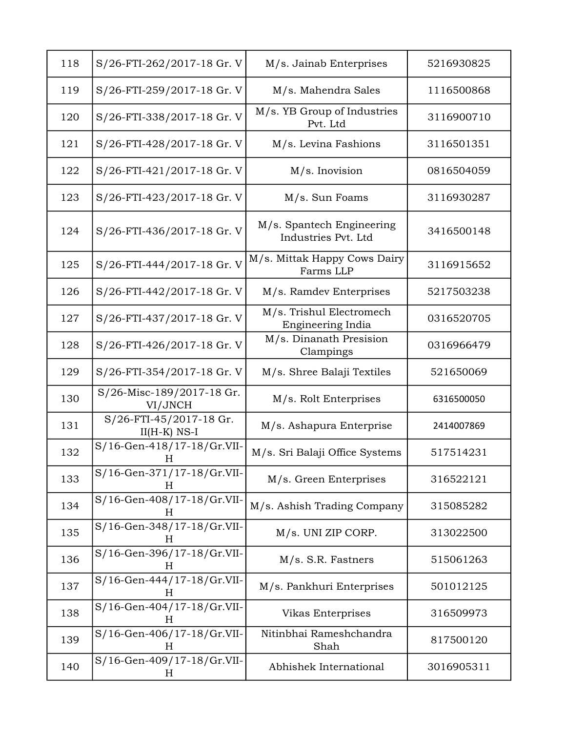| 118 | S/26-FTI-262/2017-18 Gr. V | M/s. Jainab Enterprises | 5216930825 |
|---|---|---|---|
| 119 | S/26-FTI-259/2017-18 Gr. V | M/s. Mahendra Sales | 1116500868 |
| 120 | S/26-FTI-338/2017-18 Gr. V | M/s. YB Group of Industries Pvt. Ltd | 3116900710 |
| 121 | S/26-FTI-428/2017-18 Gr. V | M/s. Levina Fashions | 3116501351 |
| 122 | S/26-FTI-421/2017-18 Gr. V | M/s. Inovision | 0816504059 |
| 123 | S/26-FTI-423/2017-18 Gr. V | M/s. Sun Foams | 3116930287 |
| 124 | S/26-FTI-436/2017-18 Gr. V | M/s. Spantech Engineering Industries Pvt. Ltd | 3416500148 |
| 125 | S/26-FTI-444/2017-18 Gr. V | M/s. Mittak Happy Cows Dairy Farms LLP | 3116915652 |
| 126 | S/26-FTI-442/2017-18 Gr. V | M/s. Ramdev Enterprises | 5217503238 |
| 127 | S/26-FTI-437/2017-18 Gr. V | M/s. Trishul Electromech Engineering India | 0316520705 |
| 128 | S/26-FTI-426/2017-18 Gr. V | M/s. Dinanath Presision Clampings | 0316966479 |
| 129 | S/26-FTI-354/2017-18 Gr. V | M/s. Shree Balaji Textiles | 521650069 |
| 130 | S/26-Misc-189/2017-18 Gr. VI/JNCH | M/s. Rolt Enterprises | 6316500050 |
| 131 | S/26-FTI-45/2017-18 Gr. II(H-K) NS-I | M/s. Ashapura Enterprise | 2414007869 |
| 132 | S/16-Gen-418/17-18/Gr.VII-H | M/s. Sri Balaji Office Systems | 517514231 |
| 133 | S/16-Gen-371/17-18/Gr.VII-H | M/s. Green Enterprises | 316522121 |
| 134 | S/16-Gen-408/17-18/Gr.VII-H | M/s. Ashish Trading Company | 315085282 |
| 135 | S/16-Gen-348/17-18/Gr.VII-H | M/s. UNI ZIP CORP. | 313022500 |
| 136 | S/16-Gen-396/17-18/Gr.VII-H | M/s. S.R. Fastners | 515061263 |
| 137 | S/16-Gen-444/17-18/Gr.VII-H | M/s. Pankhuri Enterprises | 501012125 |
| 138 | S/16-Gen-404/17-18/Gr.VII-H | Vikas Enterprises | 316509973 |
| 139 | S/16-Gen-406/17-18/Gr.VII-H | Nitinbhai Rameshchandra Shah | 817500120 |
| 140 | S/16-Gen-409/17-18/Gr.VII-H | Abhishek International | 3016905311 |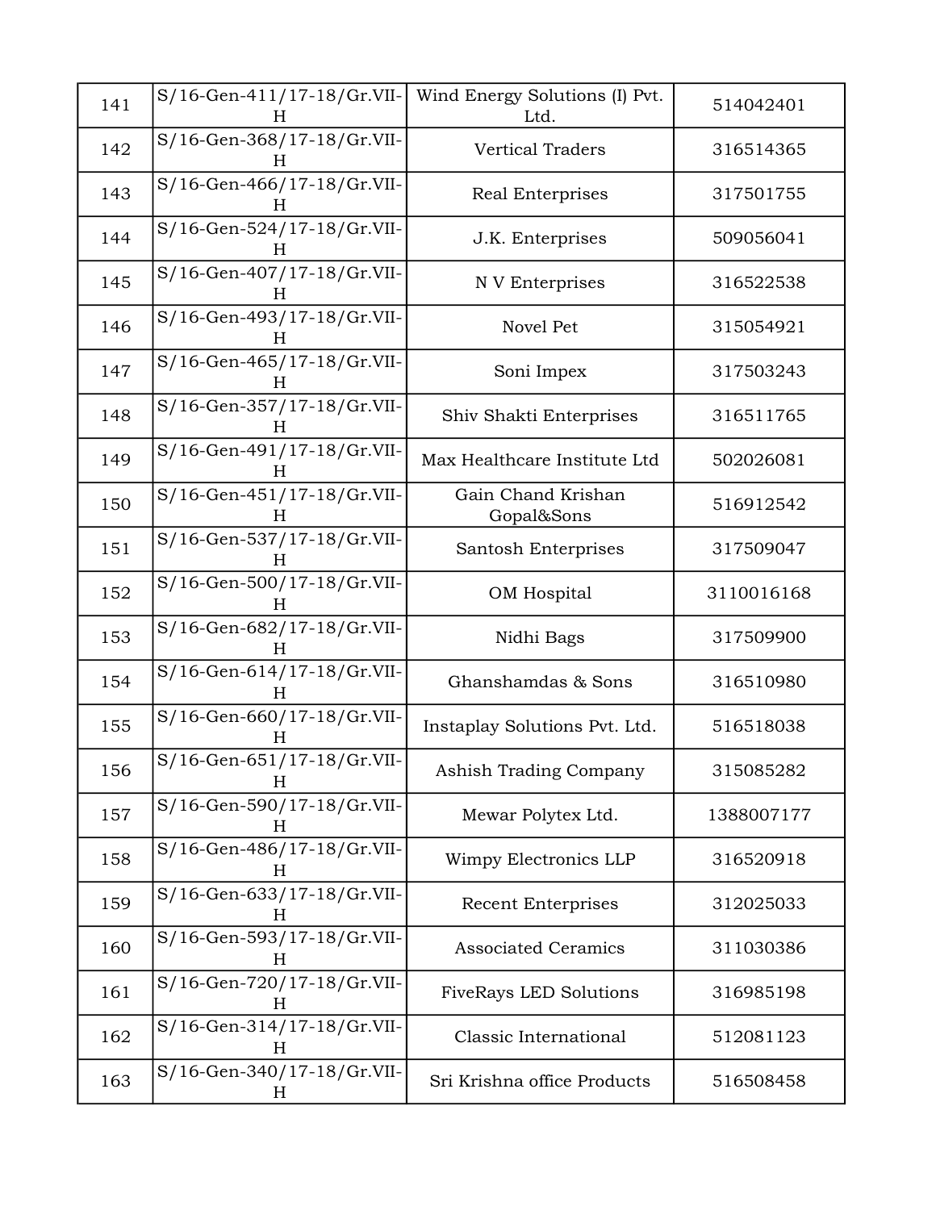| | | | |
|---|---|---|---|
| 141 | S/16-Gen-411/17-18/Gr.VII-H | Wind Energy Solutions (I) Pvt. Ltd. | 514042401 |
| 142 | S/16-Gen-368/17-18/Gr.VII-H | Vertical Traders | 316514365 |
| 143 | S/16-Gen-466/17-18/Gr.VII-H | Real Enterprises | 317501755 |
| 144 | S/16-Gen-524/17-18/Gr.VII-H | J.K. Enterprises | 509056041 |
| 145 | S/16-Gen-407/17-18/Gr.VII-H | N V Enterprises | 316522538 |
| 146 | S/16-Gen-493/17-18/Gr.VII-H | Novel Pet | 315054921 |
| 147 | S/16-Gen-465/17-18/Gr.VII-H | Soni Impex | 317503243 |
| 148 | S/16-Gen-357/17-18/Gr.VII-H | Shiv Shakti Enterprises | 316511765 |
| 149 | S/16-Gen-491/17-18/Gr.VII-H | Max Healthcare Institute Ltd | 502026081 |
| 150 | S/16-Gen-451/17-18/Gr.VII-H | Gain Chand Krishan Gopal&Sons | 516912542 |
| 151 | S/16-Gen-537/17-18/Gr.VII-H | Santosh Enterprises | 317509047 |
| 152 | S/16-Gen-500/17-18/Gr.VII-H | OM Hospital | 3110016168 |
| 153 | S/16-Gen-682/17-18/Gr.VII-H | Nidhi Bags | 317509900 |
| 154 | S/16-Gen-614/17-18/Gr.VII-H | Ghanshamdas & Sons | 316510980 |
| 155 | S/16-Gen-660/17-18/Gr.VII-H | Instaplay Solutions Pvt. Ltd. | 516518038 |
| 156 | S/16-Gen-651/17-18/Gr.VII-H | Ashish Trading Company | 315085282 |
| 157 | S/16-Gen-590/17-18/Gr.VII-H | Mewar Polytex Ltd. | 1388007177 |
| 158 | S/16-Gen-486/17-18/Gr.VII-H | Wimpy Electronics LLP | 316520918 |
| 159 | S/16-Gen-633/17-18/Gr.VII-H | Recent Enterprises | 312025033 |
| 160 | S/16-Gen-593/17-18/Gr.VII-H | Associated Ceramics | 311030386 |
| 161 | S/16-Gen-720/17-18/Gr.VII-H | FiveRays LED Solutions | 316985198 |
| 162 | S/16-Gen-314/17-18/Gr.VII-H | Classic International | 512081123 |
| 163 | S/16-Gen-340/17-18/Gr.VII-H | Sri Krishna office Products | 516508458 |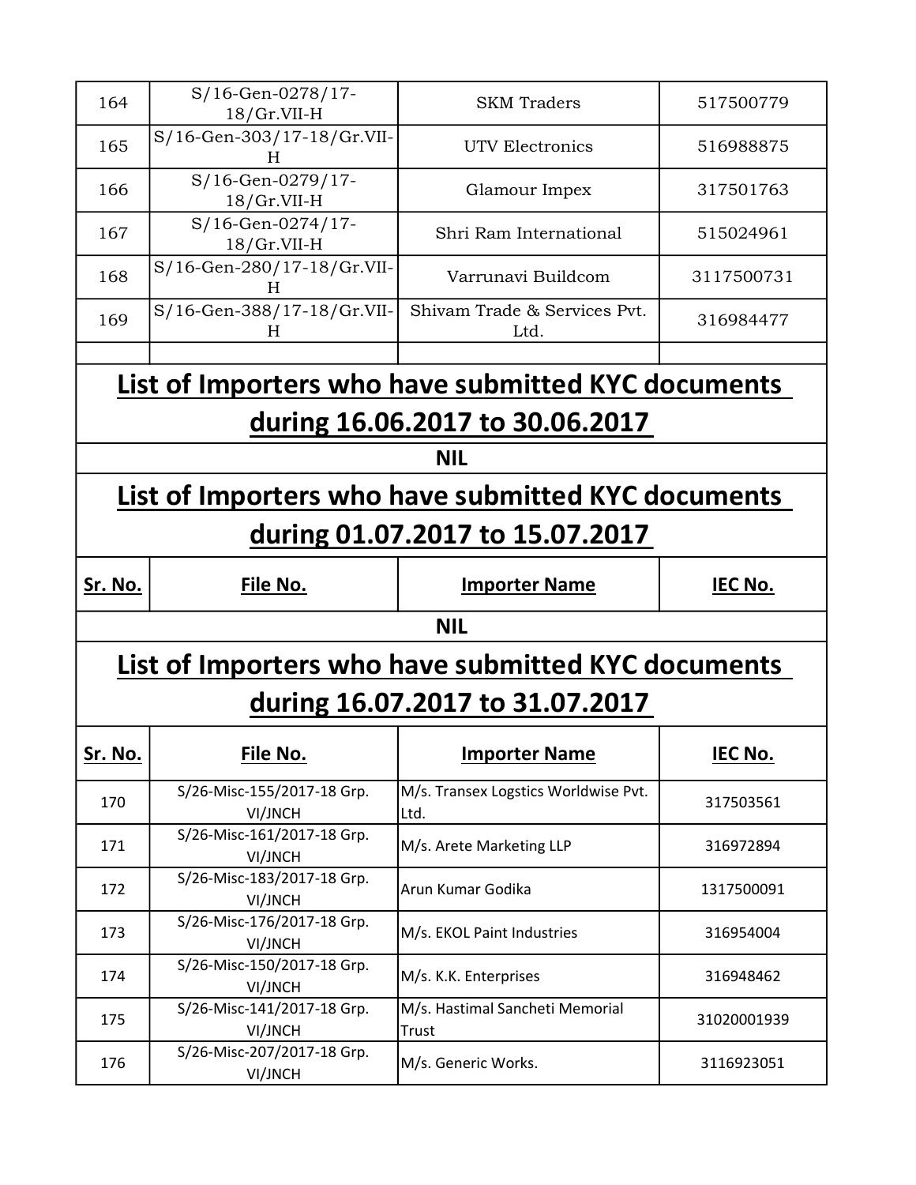| | | | |
|---|---|---|---|
| 164 | S/16-Gen-0278/17-18/Gr.VII-H | SKM Traders | 517500779 |
| 165 | S/16-Gen-303/17-18/Gr.VII-H | UTV Electronics | 516988875 |
| 166 | S/16-Gen-0279/17-18/Gr.VII-H | Glamour Impex | 317501763 |
| 167 | S/16-Gen-0274/17-18/Gr.VII-H | Shri Ram International | 515024961 |
| 168 | S/16-Gen-280/17-18/Gr.VII-H | Varrunavi Buildcom | 3117500731 |
| 169 | S/16-Gen-388/17-18/Gr.VII-H | Shivam Trade & Services Pvt. Ltd. | 316984477 |

## List of Importers who have submitted KYC documents during 16.06.2017 to 30.06.2017

**NIL**

## List of Importers who have submitted KYC documents during 01.07.2017 to 15.07.2017

| Sr. No. | File No. | Importer Name | IEC No. |
|---|---|---|---|
| **NIL** | | | |

## List of Importers who have submitted KYC documents during 16.07.2017 to 31.07.2017

| Sr. No. | File No. | Importer Name | IEC No. |
|---|---|---|---|
| 170 | S/26-Misc-155/2017-18 Grp. VI/JNCH | M/s. Transex Logstics Worldwise Pvt. Ltd. | 317503561 |
| 171 | S/26-Misc-161/2017-18 Grp. VI/JNCH | M/s. Arete Marketing LLP | 316972894 |
| 172 | S/26-Misc-183/2017-18 Grp. VI/JNCH | Arun Kumar Godika | 1317500091 |
| 173 | S/26-Misc-176/2017-18 Grp. VI/JNCH | M/s. EKOL Paint Industries | 316954004 |
| 174 | S/26-Misc-150/2017-18 Grp. VI/JNCH | M/s. K.K. Enterprises | 316948462 |
| 175 | S/26-Misc-141/2017-18 Grp. VI/JNCH | M/s. Hastimal Sancheti Memorial Trust | 31020001939 |
| 176 | S/26-Misc-207/2017-18 Grp. VI/JNCH | M/s. Generic Works. | 3116923051 |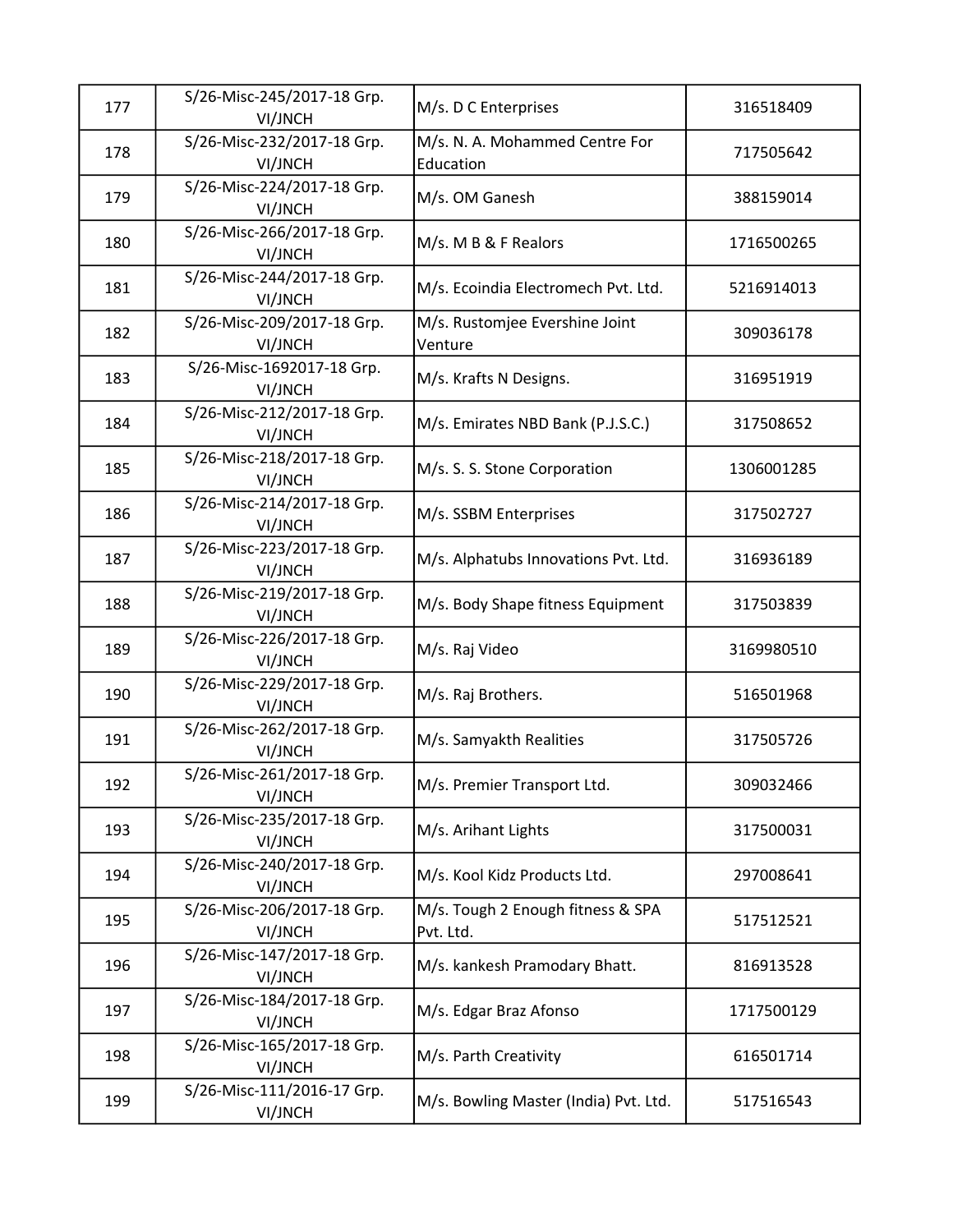| | | | |
|---|---|---|---|
| 177 | S/26-Misc-245/2017-18 Grp. VI/JNCH | M/s. D C Enterprises | 316518409 |
| 178 | S/26-Misc-232/2017-18 Grp. VI/JNCH | M/s. N. A. Mohammed Centre For Education | 717505642 |
| 179 | S/26-Misc-224/2017-18 Grp. VI/JNCH | M/s. OM Ganesh | 388159014 |
| 180 | S/26-Misc-266/2017-18 Grp. VI/JNCH | M/s. M B & F Realors | 1716500265 |
| 181 | S/26-Misc-244/2017-18 Grp. VI/JNCH | M/s. Ecoindia Electromech Pvt. Ltd. | 5216914013 |
| 182 | S/26-Misc-209/2017-18 Grp. VI/JNCH | M/s. Rustomjee Evershine Joint Venture | 309036178 |
| 183 | S/26-Misc-1692017-18 Grp. VI/JNCH | M/s. Krafts N Designs. | 316951919 |
| 184 | S/26-Misc-212/2017-18 Grp. VI/JNCH | M/s. Emirates NBD Bank (P.J.S.C.) | 317508652 |
| 185 | S/26-Misc-218/2017-18 Grp. VI/JNCH | M/s. S. S. Stone Corporation | 1306001285 |
| 186 | S/26-Misc-214/2017-18 Grp. VI/JNCH | M/s. SSBM Enterprises | 317502727 |
| 187 | S/26-Misc-223/2017-18 Grp. VI/JNCH | M/s. Alphatubs Innovations Pvt. Ltd. | 316936189 |
| 188 | S/26-Misc-219/2017-18 Grp. VI/JNCH | M/s. Body Shape fitness Equipment | 317503839 |
| 189 | S/26-Misc-226/2017-18 Grp. VI/JNCH | M/s. Raj Video | 3169980510 |
| 190 | S/26-Misc-229/2017-18 Grp. VI/JNCH | M/s. Raj Brothers. | 516501968 |
| 191 | S/26-Misc-262/2017-18 Grp. VI/JNCH | M/s. Samyakth Realities | 317505726 |
| 192 | S/26-Misc-261/2017-18 Grp. VI/JNCH | M/s. Premier Transport Ltd. | 309032466 |
| 193 | S/26-Misc-235/2017-18 Grp. VI/JNCH | M/s. Arihant Lights | 317500031 |
| 194 | S/26-Misc-240/2017-18 Grp. VI/JNCH | M/s. Kool Kidz Products Ltd. | 297008641 |
| 195 | S/26-Misc-206/2017-18 Grp. VI/JNCH | M/s. Tough 2 Enough fitness & SPA Pvt. Ltd. | 517512521 |
| 196 | S/26-Misc-147/2017-18 Grp. VI/JNCH | M/s. kankesh Pramodary Bhatt. | 816913528 |
| 197 | S/26-Misc-184/2017-18 Grp. VI/JNCH | M/s. Edgar Braz Afonso | 1717500129 |
| 198 | S/26-Misc-165/2017-18 Grp. VI/JNCH | M/s. Parth Creativity | 616501714 |
| 199 | S/26-Misc-111/2016-17 Grp. VI/JNCH | M/s. Bowling Master (India) Pvt. Ltd. | 517516543 |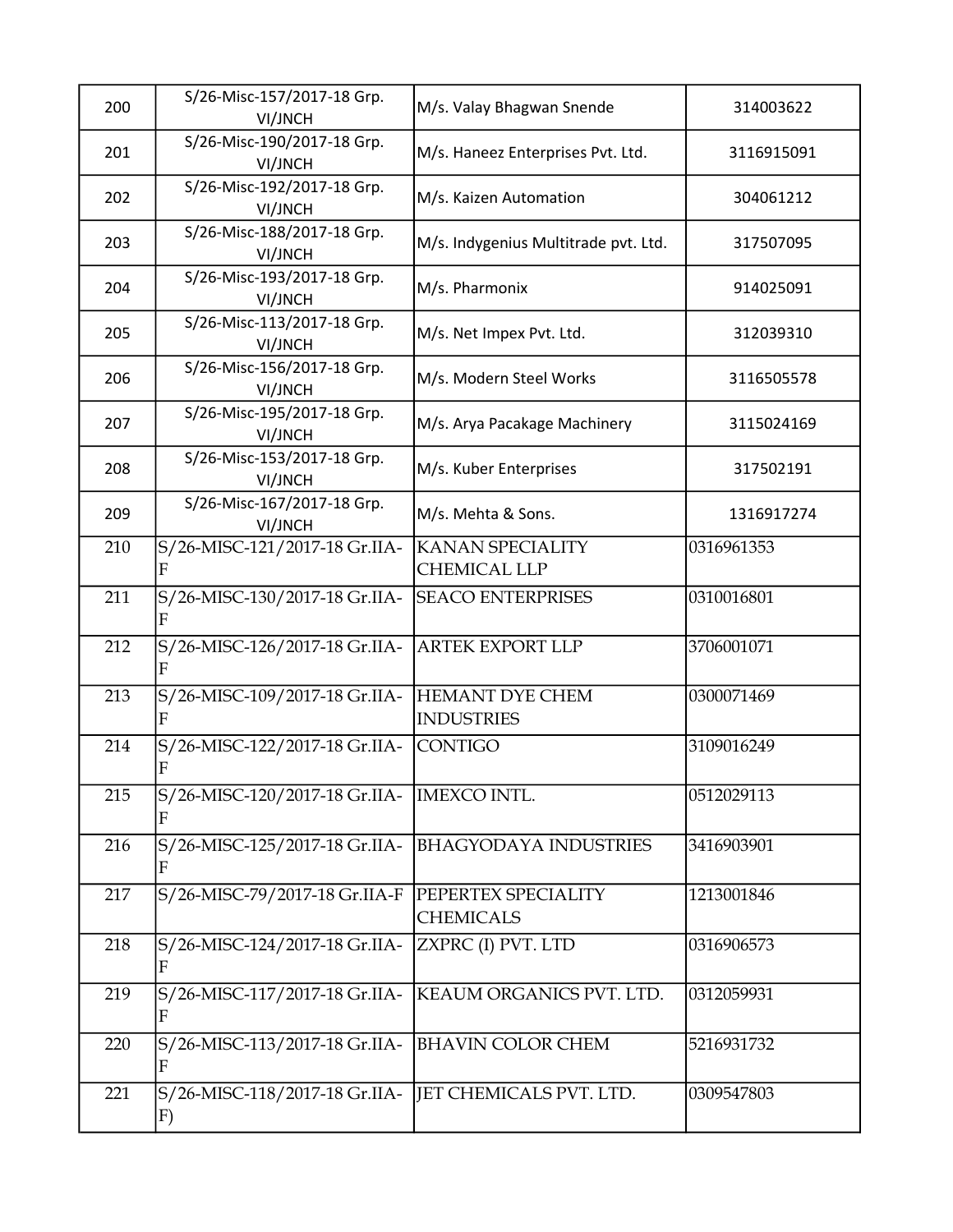| | | | |
|---|---|---|---|
| 200 | S/26-Misc-157/2017-18 Grp. VI/JNCH | M/s. Valay Bhagwan Snende | 314003622 |
| 201 | S/26-Misc-190/2017-18 Grp. VI/JNCH | M/s. Haneez Enterprises Pvt. Ltd. | 3116915091 |
| 202 | S/26-Misc-192/2017-18 Grp. VI/JNCH | M/s. Kaizen Automation | 304061212 |
| 203 | S/26-Misc-188/2017-18 Grp. VI/JNCH | M/s. Indygenius Multitrade pvt. Ltd. | 317507095 |
| 204 | S/26-Misc-193/2017-18 Grp. VI/JNCH | M/s. Pharmonix | 914025091 |
| 205 | S/26-Misc-113/2017-18 Grp. VI/JNCH | M/s. Net Impex Pvt. Ltd. | 312039310 |
| 206 | S/26-Misc-156/2017-18 Grp. VI/JNCH | M/s. Modern Steel Works | 3116505578 |
| 207 | S/26-Misc-195/2017-18 Grp. VI/JNCH | M/s. Arya Pacakage Machinery | 3115024169 |
| 208 | S/26-Misc-153/2017-18 Grp. VI/JNCH | M/s. Kuber Enterprises | 317502191 |
| 209 | S/26-Misc-167/2017-18 Grp. VI/JNCH | M/s. Mehta & Sons. | 1316917274 |
| 210 | S/26-MISC-121/2017-18 Gr.IIA-F | KANAN SPECIALITY CHEMICAL LLP | 0316961353 |
| 211 | S/26-MISC-130/2017-18 Gr.IIA-F | SEACO ENTERPRISES | 0310016801 |
| 212 | S/26-MISC-126/2017-18 Gr.IIA-F | ARTEK EXPORT LLP | 3706001071 |
| 213 | S/26-MISC-109/2017-18 Gr.IIA-F | HEMANT DYE CHEM INDUSTRIES | 0300071469 |
| 214 | S/26-MISC-122/2017-18 Gr.IIA-F | CONTIGO | 3109016249 |
| 215 | S/26-MISC-120/2017-18 Gr.IIA-F | IMEXCO INTL. | 0512029113 |
| 216 | S/26-MISC-125/2017-18 Gr.IIA-F | BHAGYODAYA INDUSTRIES | 3416903901 |
| 217 | S/26-MISC-79/2017-18 Gr.IIA-F | PEPERTEX SPECIALITY CHEMICALS | 1213001846 |
| 218 | S/26-MISC-124/2017-18 Gr.IIA-F | ZXPRC (I) PVT. LTD | 0316906573 |
| 219 | S/26-MISC-117/2017-18 Gr.IIA-F | KEAUM ORGANICS PVT. LTD. | 0312059931 |
| 220 | S/26-MISC-113/2017-18 Gr.IIA-F | BHAVIN COLOR CHEM | 5216931732 |
| 221 | S/26-MISC-118/2017-18 Gr.IIA-F) | JET CHEMICALS PVT. LTD. | 0309547803 |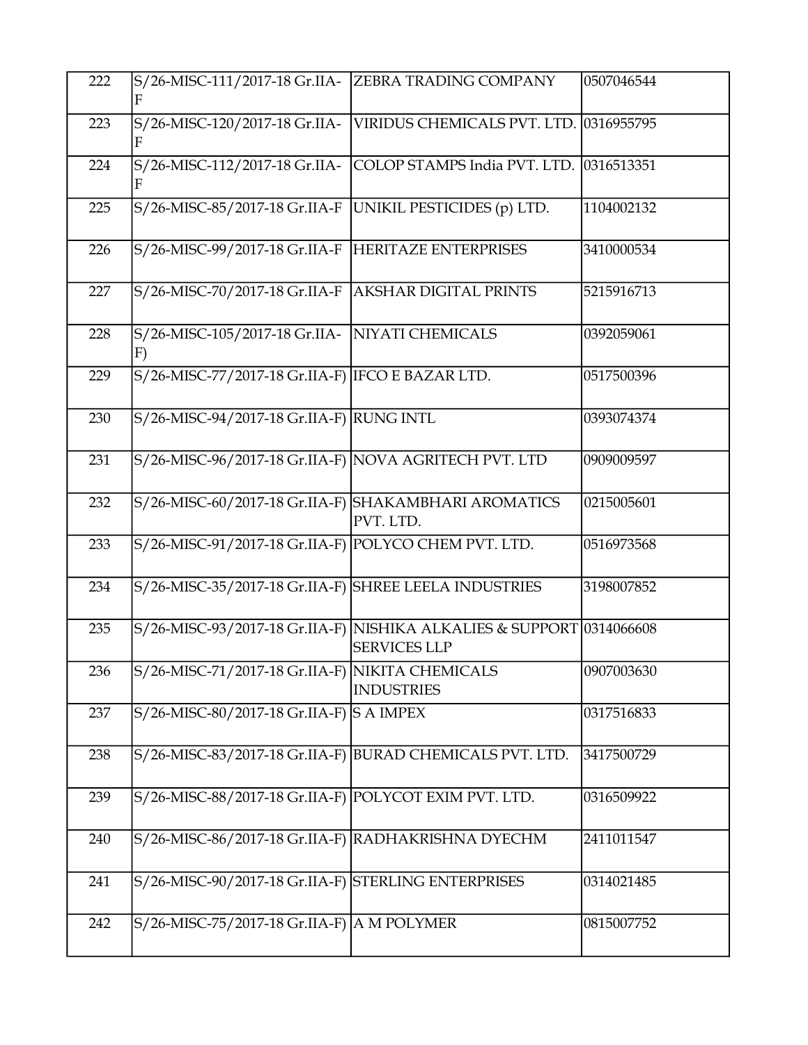| | | | |
|---|---|---|---|
| 222 | S/26-MISC-111/2017-18 Gr.IIA-F | ZEBRA TRADING COMPANY | 0507046544 |
| 223 | S/26-MISC-120/2017-18 Gr.IIA-F | VIRIDUS CHEMICALS PVT. LTD. | 0316955795 |
| 224 | S/26-MISC-112/2017-18 Gr.IIA-F | COLOP STAMPS India PVT. LTD. | 0316513351 |
| 225 | S/26-MISC-85/2017-18 Gr.IIA-F | UNIKIL PESTICIDES (p) LTD. | 1104002132 |
| 226 | S/26-MISC-99/2017-18 Gr.IIA-F | HERITAZE ENTERPRISES | 3410000534 |
| 227 | S/26-MISC-70/2017-18 Gr.IIA-F | AKSHAR DIGITAL PRINTS | 5215916713 |
| 228 | S/26-MISC-105/2017-18 Gr.IIA-F) | NIYATI CHEMICALS | 0392059061 |
| 229 | S/26-MISC-77/2017-18 Gr.IIA-F) | IFCO E BAZAR LTD. | 0517500396 |
| 230 | S/26-MISC-94/2017-18 Gr.IIA-F) | RUNG INTL | 0393074374 |
| 231 | S/26-MISC-96/2017-18 Gr.IIA-F) | NOVA AGRITECH PVT. LTD | 0909009597 |
| 232 | S/26-MISC-60/2017-18 Gr.IIA-F) | SHAKAMBHARI AROMATICS PVT. LTD. | 0215005601 |
| 233 | S/26-MISC-91/2017-18 Gr.IIA-F) | POLYCO CHEM PVT. LTD. | 0516973568 |
| 234 | S/26-MISC-35/2017-18 Gr.IIA-F) | SHREE LEELA INDUSTRIES | 3198007852 |
| 235 | S/26-MISC-93/2017-18 Gr.IIA-F) | NISHIKA ALKALIES & SUPPORT SERVICES LLP | 0314066608 |
| 236 | S/26-MISC-71/2017-18 Gr.IIA-F) | NIKITA CHEMICALS INDUSTRIES | 0907003630 |
| 237 | S/26-MISC-80/2017-18 Gr.IIA-F) | S A IMPEX | 0317516833 |
| 238 | S/26-MISC-83/2017-18 Gr.IIA-F) | BURAD CHEMICALS PVT. LTD. | 3417500729 |
| 239 | S/26-MISC-88/2017-18 Gr.IIA-F) | POLYCOT EXIM PVT. LTD. | 0316509922 |
| 240 | S/26-MISC-86/2017-18 Gr.IIA-F) | RADHAKRISHNA DYECHM | 2411011547 |
| 241 | S/26-MISC-90/2017-18 Gr.IIA-F) | STERLING ENTERPRISES | 0314021485 |
| 242 | S/26-MISC-75/2017-18 Gr.IIA-F) | A M POLYMER | 0815007752 |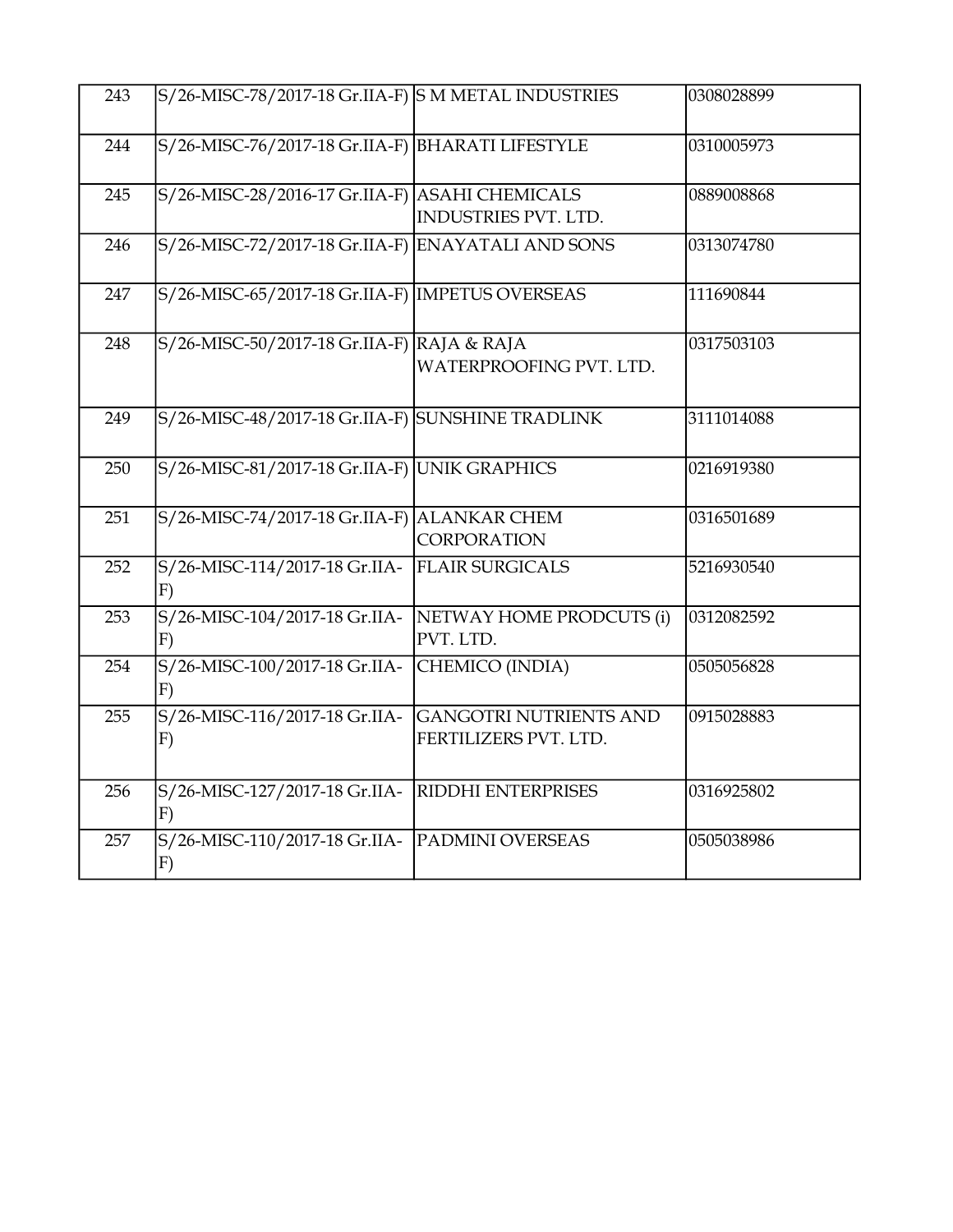| | | | |
|---|---|---|---|
| 243 | S/26-MISC-78/2017-18 Gr.IIA-F) | S M METAL INDUSTRIES | 0308028899 |
| 244 | S/26-MISC-76/2017-18 Gr.IIA-F) | BHARATI LIFESTYLE | 0310005973 |
| 245 | S/26-MISC-28/2016-17 Gr.IIA-F) | ASAHI CHEMICALS INDUSTRIES PVT. LTD. | 0889008868 |
| 246 | S/26-MISC-72/2017-18 Gr.IIA-F) | ENAYATALI AND SONS | 0313074780 |
| 247 | S/26-MISC-65/2017-18 Gr.IIA-F) | IMPETUS OVERSEAS | 111690844 |
| 248 | S/26-MISC-50/2017-18 Gr.IIA-F) | RAJA & RAJA WATERPROOFING PVT. LTD. | 0317503103 |
| 249 | S/26-MISC-48/2017-18 Gr.IIA-F) | SUNSHINE TRADLINK | 3111014088 |
| 250 | S/26-MISC-81/2017-18 Gr.IIA-F) | UNIK GRAPHICS | 0216919380 |
| 251 | S/26-MISC-74/2017-18 Gr.IIA-F) | ALANKAR CHEM CORPORATION | 0316501689 |
| 252 | S/26-MISC-114/2017-18 Gr.IIA-F) | FLAIR SURGICALS | 5216930540 |
| 253 | S/26-MISC-104/2017-18 Gr.IIA-F) | NETWAY HOME PRODCUTS (i) PVT. LTD. | 0312082592 |
| 254 | S/26-MISC-100/2017-18 Gr.IIA-F) | CHEMICO (INDIA) | 0505056828 |
| 255 | S/26-MISC-116/2017-18 Gr.IIA-F) | GANGOTRI NUTRIENTS AND FERTILIZERS PVT. LTD. | 0915028883 |
| 256 | S/26-MISC-127/2017-18 Gr.IIA-F) | RIDDHI ENTERPRISES | 0316925802 |
| 257 | S/26-MISC-110/2017-18 Gr.IIA-F) | PADMINI OVERSEAS | 0505038986 |